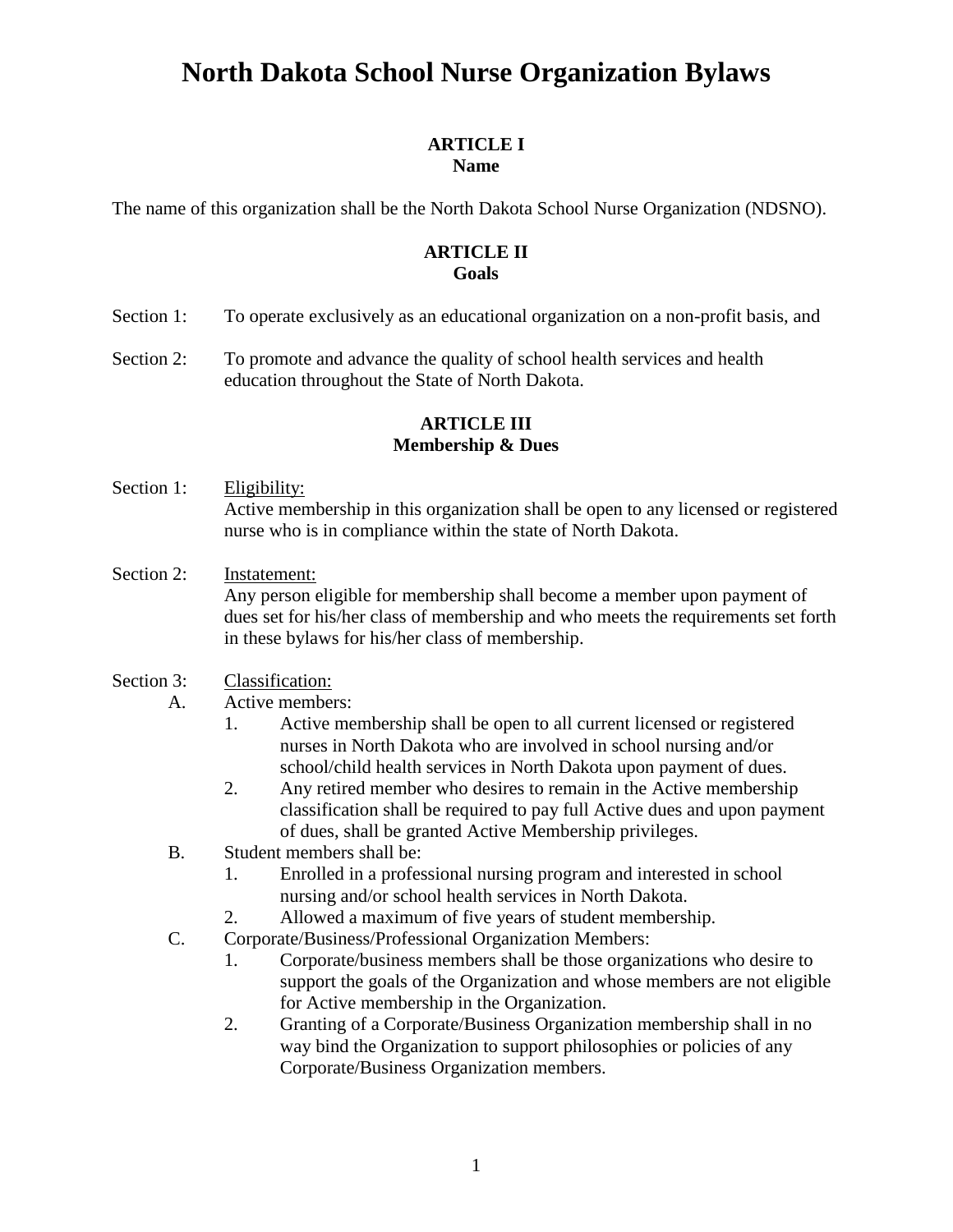# North Dakota School Nurse Organization Bylaws

## ARTICLE I
## Name

The name of this organization shall be the North Dakota School Nurse Organization (NDSNO).

## ARTICLE II
## Goals

Section 1: To operate exclusively as an educational organization on a non-profit basis, and

Section 2: To promote and advance the quality of school health services and health education throughout the State of North Dakota.

## ARTICLE III
## Membership & Dues

Section 1: Eligibility:
Active membership in this organization shall be open to any licensed or registered nurse who is in compliance within the state of North Dakota.

Section 2: Instatement:
Any person eligible for membership shall become a member upon payment of dues set for his/her class of membership and who meets the requirements set forth in these bylaws for his/her class of membership.

Section 3: Classification:

A. Active members:
   1. Active membership shall be open to all current licensed or registered nurses in North Dakota who are involved in school nursing and/or school/child health services in North Dakota upon payment of dues.
   2. Any retired member who desires to remain in the Active membership classification shall be required to pay full Active dues and upon payment of dues, shall be granted Active Membership privileges.

B. Student members shall be:
   1. Enrolled in a professional nursing program and interested in school nursing and/or school health services in North Dakota.
   2. Allowed a maximum of five years of student membership.

C. Corporate/Business/Professional Organization Members:
   1. Corporate/business members shall be those organizations who desire to support the goals of the Organization and whose members are not eligible for Active membership in the Organization.
   2. Granting of a Corporate/Business Organization membership shall in no way bind the Organization to support philosophies or policies of any Corporate/Business Organization members.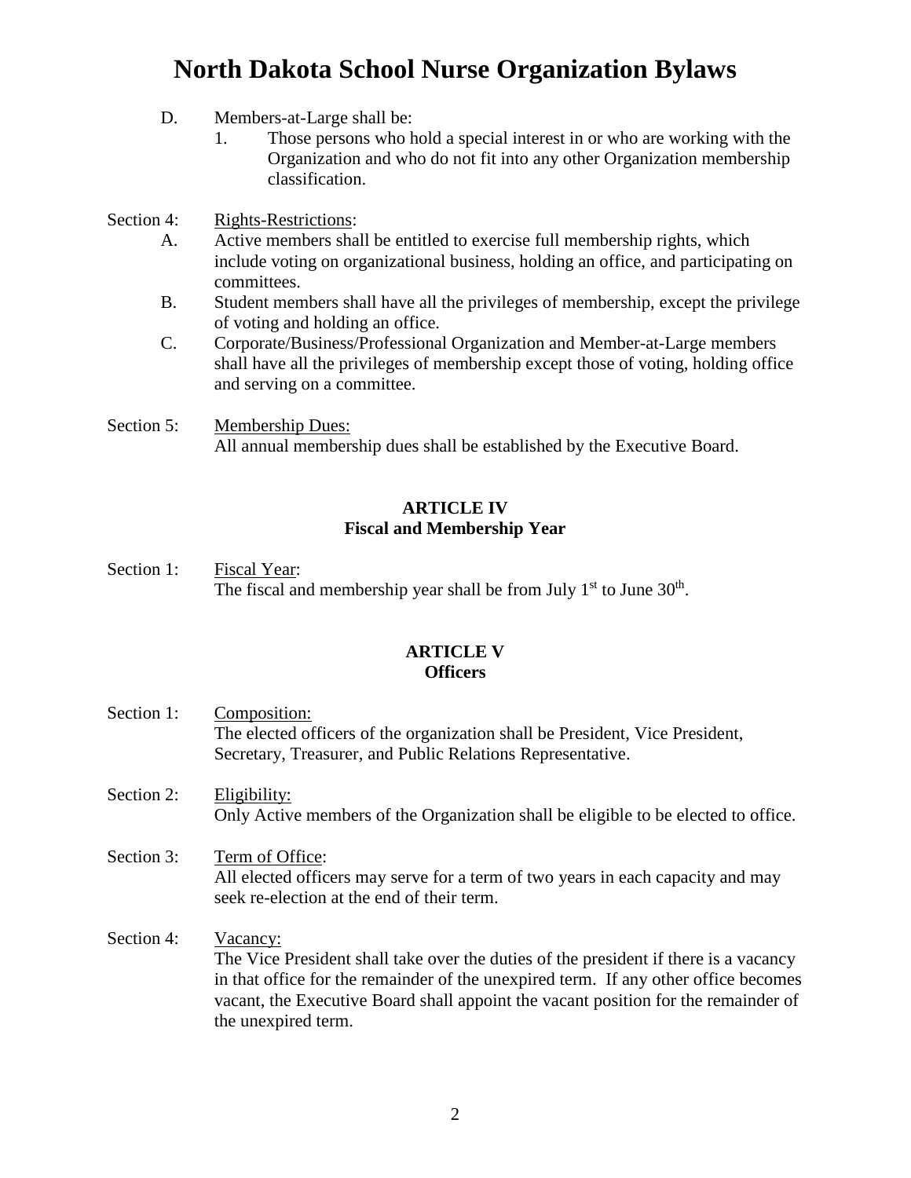D. Members-at-Large shall be:

1. Those persons who hold a special interest in or who are working with the Organization and who do not fit into any other Organization membership classification.

Section 4: Rights-Restrictions:

A. Active members shall be entitled to exercise full membership rights, which include voting on organizational business, holding an office, and participating on committees.

B. Student members shall have all the privileges of membership, except the privilege of voting and holding an office.

C. Corporate/Business/Professional Organization and Member-at-Large members shall have all the privileges of membership except those of voting, holding office and serving on a committee.

Section 5: Membership Dues:

All annual membership dues shall be established by the Executive Board.

## ARTICLE IV
## Fiscal and Membership Year

Section 1: Fiscal Year:

The fiscal and membership year shall be from July 1st to June 30th.

## ARTICLE V
## Officers

Section 1: Composition:

The elected officers of the organization shall be President, Vice President, Secretary, Treasurer, and Public Relations Representative.

Section 2: Eligibility:

Only Active members of the Organization shall be eligible to be elected to office.

Section 3: Term of Office:

All elected officers may serve for a term of two years in each capacity and may seek re-election at the end of their term.

Section 4: Vacancy:

The Vice President shall take over the duties of the president if there is a vacancy in that office for the remainder of the unexpired term. If any other office becomes vacant, the Executive Board shall appoint the vacant position for the remainder of the unexpired term.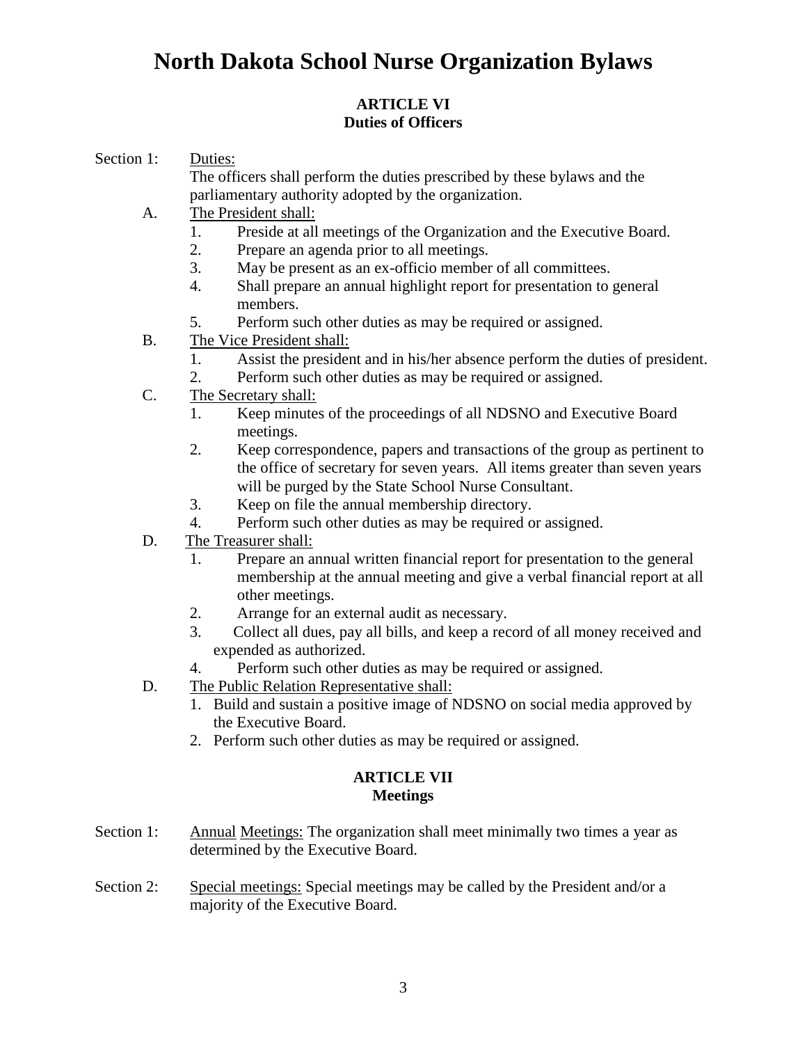# North Dakota School Nurse Organization Bylaws

## ARTICLE VI
## Duties of Officers

Section 1: Duties:

The officers shall perform the duties prescribed by these bylaws and the parliamentary authority adopted by the organization.

A. The President shall:
   1. Preside at all meetings of the Organization and the Executive Board.
   2. Prepare an agenda prior to all meetings.
   3. May be present as an ex-officio member of all committees.
   4. Shall prepare an annual highlight report for presentation to general members.
   5. Perform such other duties as may be required or assigned.

B. The Vice President shall:
   1. Assist the president and in his/her absence perform the duties of president.
   2. Perform such other duties as may be required or assigned.

C. The Secretary shall:
   1. Keep minutes of the proceedings of all NDSNO and Executive Board meetings.
   2. Keep correspondence, papers and transactions of the group as pertinent to the office of secretary for seven years. All items greater than seven years will be purged by the State School Nurse Consultant.
   3. Keep on file the annual membership directory.
   4. Perform such other duties as may be required or assigned.

D. The Treasurer shall:
   1. Prepare an annual written financial report for presentation to the general membership at the annual meeting and give a verbal financial report at all other meetings.
   2. Arrange for an external audit as necessary.
   3. Collect all dues, pay all bills, and keep a record of all money received and expended as authorized.
   4. Perform such other duties as may be required or assigned.

D. The Public Relation Representative shall:
   1. Build and sustain a positive image of NDSNO on social media approved by the Executive Board.
   2. Perform such other duties as may be required or assigned.

## ARTICLE VII
## Meetings

Section 1: Annual Meetings: The organization shall meet minimally two times a year as determined by the Executive Board.

Section 2: Special meetings: Special meetings may be called by the President and/or a majority of the Executive Board.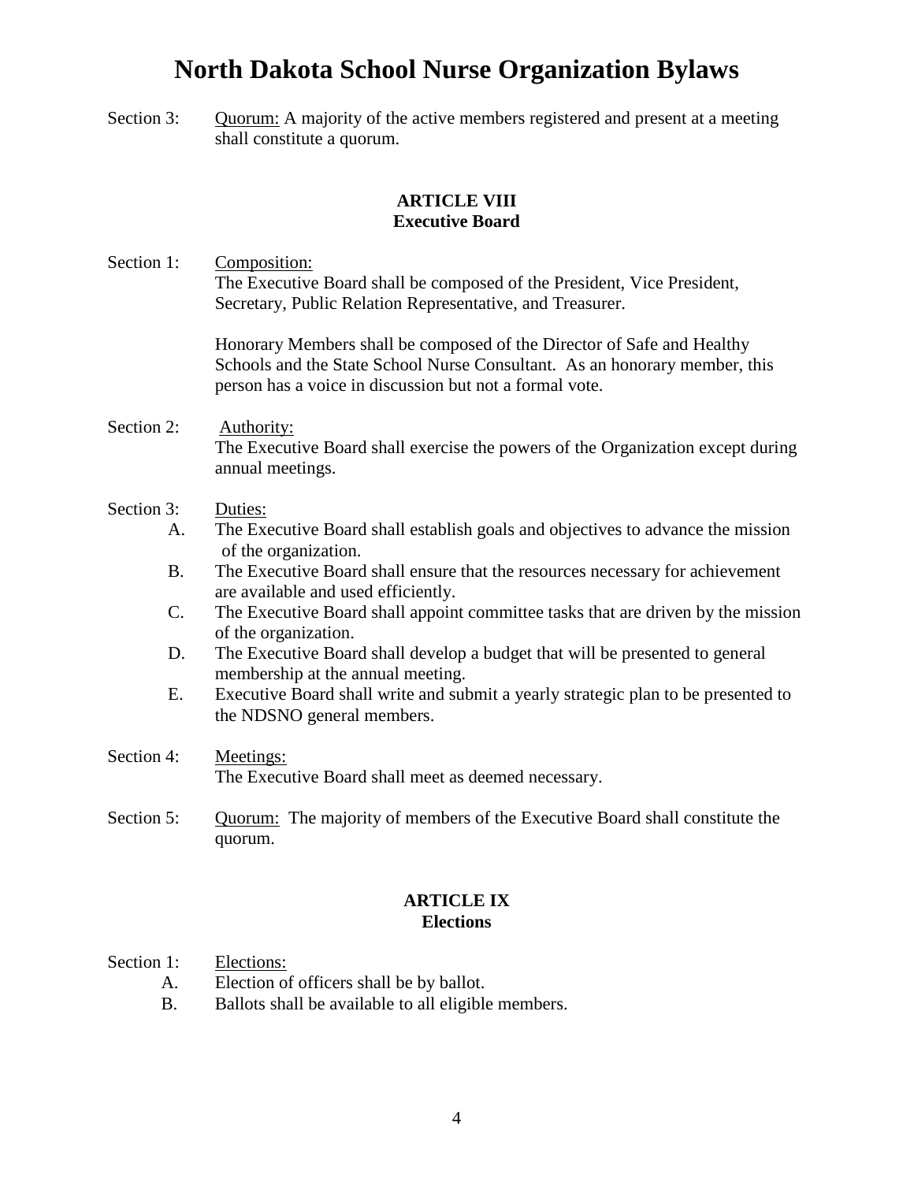Section 3: Quorum: A majority of the active members registered and present at a meeting shall constitute a quorum.

## ARTICLE VIII
## Executive Board

Section 1: Composition:
The Executive Board shall be composed of the President, Vice President, Secretary, Public Relation Representative, and Treasurer.

Honorary Members shall be composed of the Director of Safe and Healthy Schools and the State School Nurse Consultant. As an honorary member, this person has a voice in discussion but not a formal vote.

Section 2: Authority:
The Executive Board shall exercise the powers of the Organization except during annual meetings.

Section 3: Duties:

A. The Executive Board shall establish goals and objectives to advance the mission of the organization.
B. The Executive Board shall ensure that the resources necessary for achievement are available and used efficiently.
C. The Executive Board shall appoint committee tasks that are driven by the mission of the organization.
D. The Executive Board shall develop a budget that will be presented to general membership at the annual meeting.
E. Executive Board shall write and submit a yearly strategic plan to be presented to the NDSNO general members.

Section 4: Meetings:
The Executive Board shall meet as deemed necessary.

Section 5: Quorum: The majority of members of the Executive Board shall constitute the quorum.

## ARTICLE IX
## Elections

Section 1: Elections:

A. Election of officers shall be by ballot.
B. Ballots shall be available to all eligible members.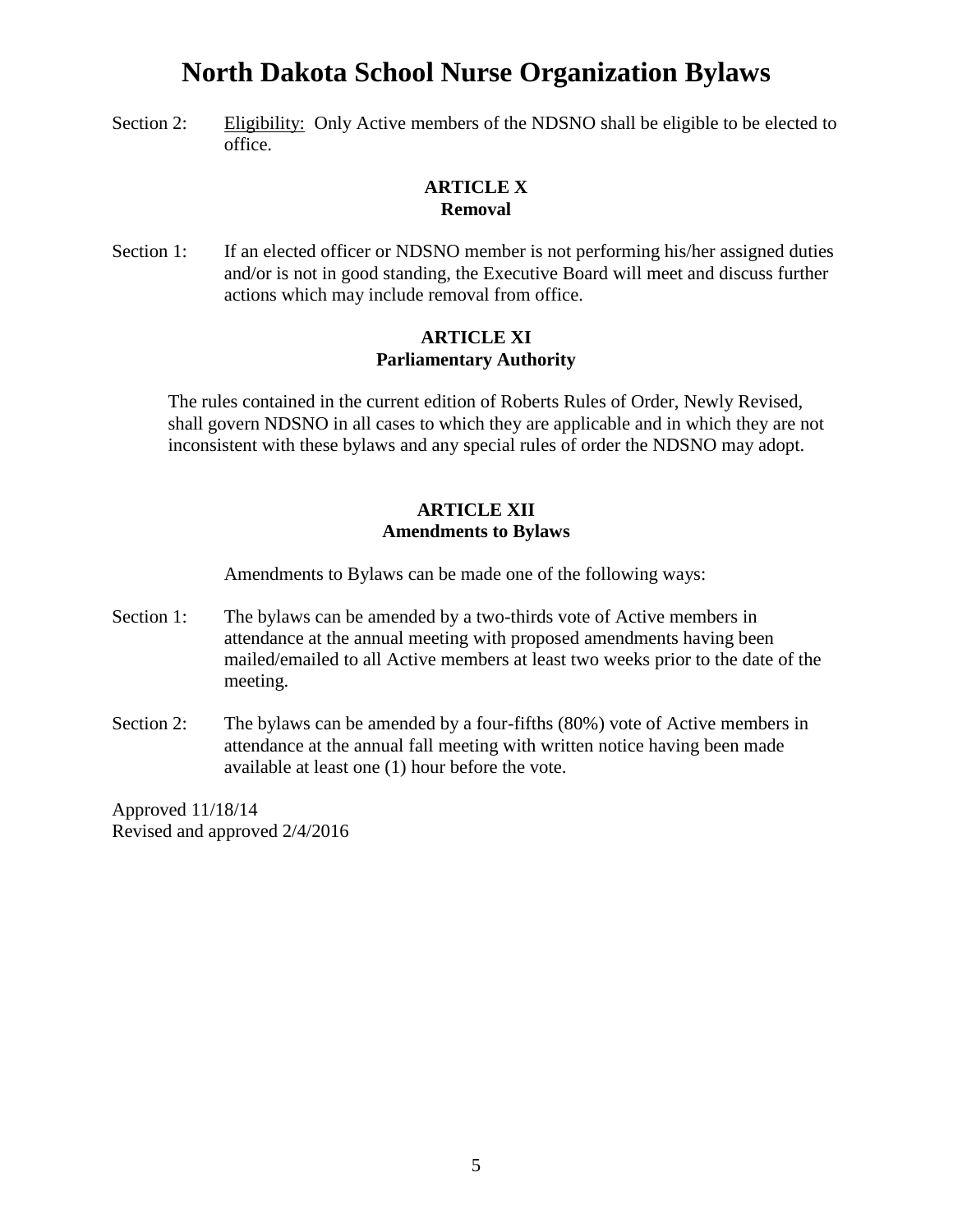Section 2: Eligibility: Only Active members of the NDSNO shall be eligible to be elected to office.

## ARTICLE X
## Removal

Section 1: If an elected officer or NDSNO member is not performing his/her assigned duties and/or is not in good standing, the Executive Board will meet and discuss further actions which may include removal from office.

## ARTICLE XI
## Parliamentary Authority

The rules contained in the current edition of Roberts Rules of Order, Newly Revised, shall govern NDSNO in all cases to which they are applicable and in which they are not inconsistent with these bylaws and any special rules of order the NDSNO may adopt.

## ARTICLE XII
## Amendments to Bylaws

Amendments to Bylaws can be made one of the following ways:

Section 1: The bylaws can be amended by a two-thirds vote of Active members in attendance at the annual meeting with proposed amendments having been mailed/emailed to all Active members at least two weeks prior to the date of the meeting.

Section 2: The bylaws can be amended by a four-fifths (80%) vote of Active members in attendance at the annual fall meeting with written notice having been made available at least one (1) hour before the vote.

Approved 11/18/14
Revised and approved 2/4/2016